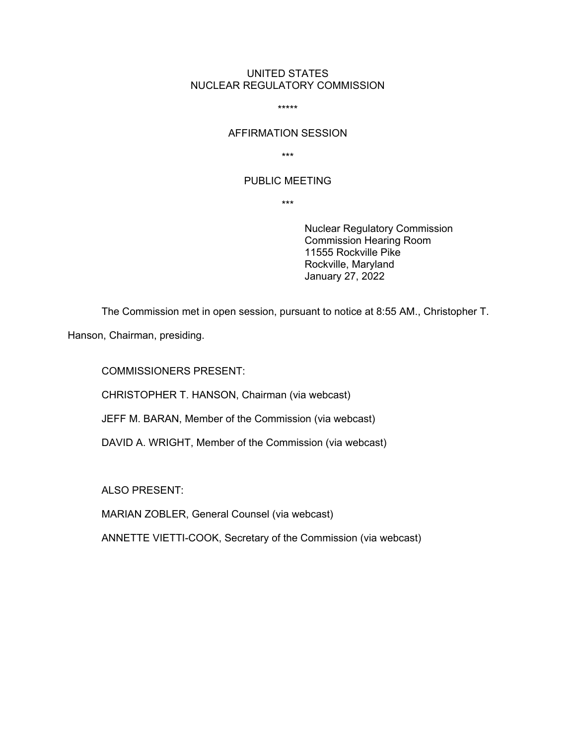UNITED STATES
NUCLEAR REGULATORY COMMISSION

*****

AFFIRMATION SESSION

***

PUBLIC MEETING

***

Nuclear Regulatory Commission
Commission Hearing Room
11555 Rockville Pike
Rockville, Maryland
January 27, 2022

The Commission met in open session, pursuant to notice at 8:55 AM., Christopher T. Hanson, Chairman, presiding.

COMMISSIONERS PRESENT:

CHRISTOPHER T. HANSON, Chairman (via webcast)

JEFF M. BARAN, Member of the Commission (via webcast)

DAVID A. WRIGHT, Member of the Commission (via webcast)

ALSO PRESENT:

MARIAN ZOBLER, General Counsel (via webcast)

ANNETTE VIETTI-COOK, Secretary of the Commission (via webcast)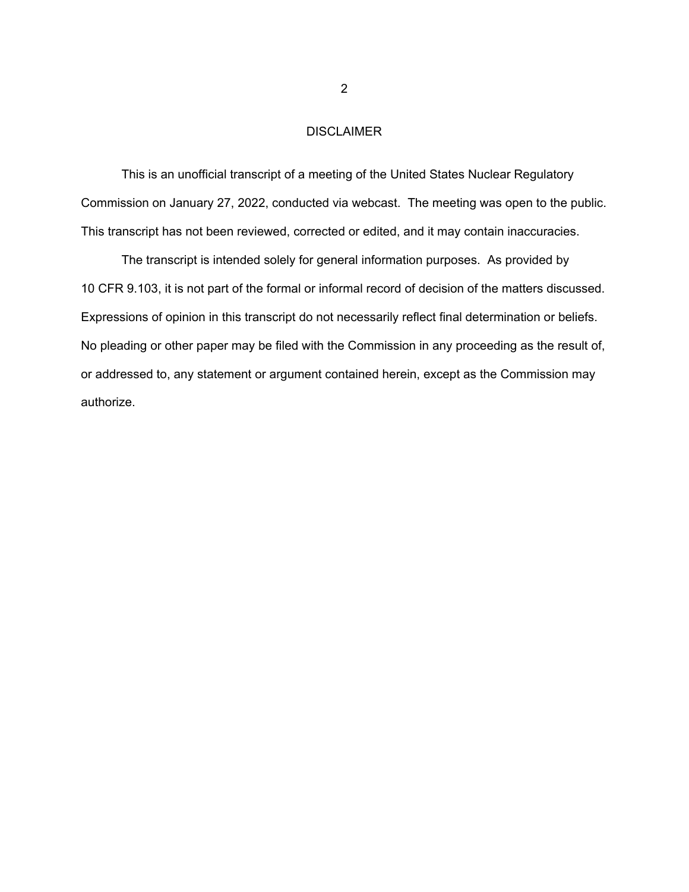# DISCLAIMER

This is an unofficial transcript of a meeting of the United States Nuclear Regulatory Commission on January 27, 2022, conducted via webcast. The meeting was open to the public. This transcript has not been reviewed, corrected or edited, and it may contain inaccuracies.

The transcript is intended solely for general information purposes. As provided by 10 CFR 9.103, it is not part of the formal or informal record of decision of the matters discussed. Expressions of opinion in this transcript do not necessarily reflect final determination or beliefs. No pleading or other paper may be filed with the Commission in any proceeding as the result of, or addressed to, any statement or argument contained herein, except as the Commission may authorize.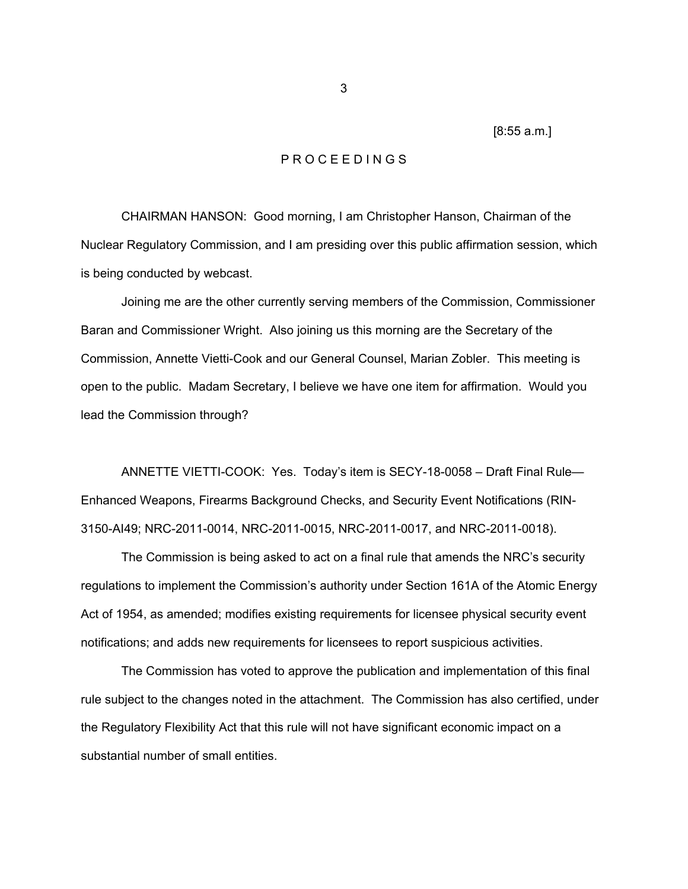[8:55 a.m.]

P R O C E E D I N G S

CHAIRMAN HANSON: Good morning, I am Christopher Hanson, Chairman of the Nuclear Regulatory Commission, and I am presiding over this public affirmation session, which is being conducted by webcast.

Joining me are the other currently serving members of the Commission, Commissioner Baran and Commissioner Wright. Also joining us this morning are the Secretary of the Commission, Annette Vietti-Cook and our General Counsel, Marian Zobler. This meeting is open to the public. Madam Secretary, I believe we have one item for affirmation. Would you lead the Commission through?

ANNETTE VIETTI-COOK: Yes. Today's item is SECY-18-0058 – Draft Final Rule—Enhanced Weapons, Firearms Background Checks, and Security Event Notifications (RIN-3150-AI49; NRC-2011-0014, NRC-2011-0015, NRC-2011-0017, and NRC-2011-0018).

The Commission is being asked to act on a final rule that amends the NRC's security regulations to implement the Commission's authority under Section 161A of the Atomic Energy Act of 1954, as amended; modifies existing requirements for licensee physical security event notifications; and adds new requirements for licensees to report suspicious activities.

The Commission has voted to approve the publication and implementation of this final rule subject to the changes noted in the attachment. The Commission has also certified, under the Regulatory Flexibility Act that this rule will not have significant economic impact on a substantial number of small entities.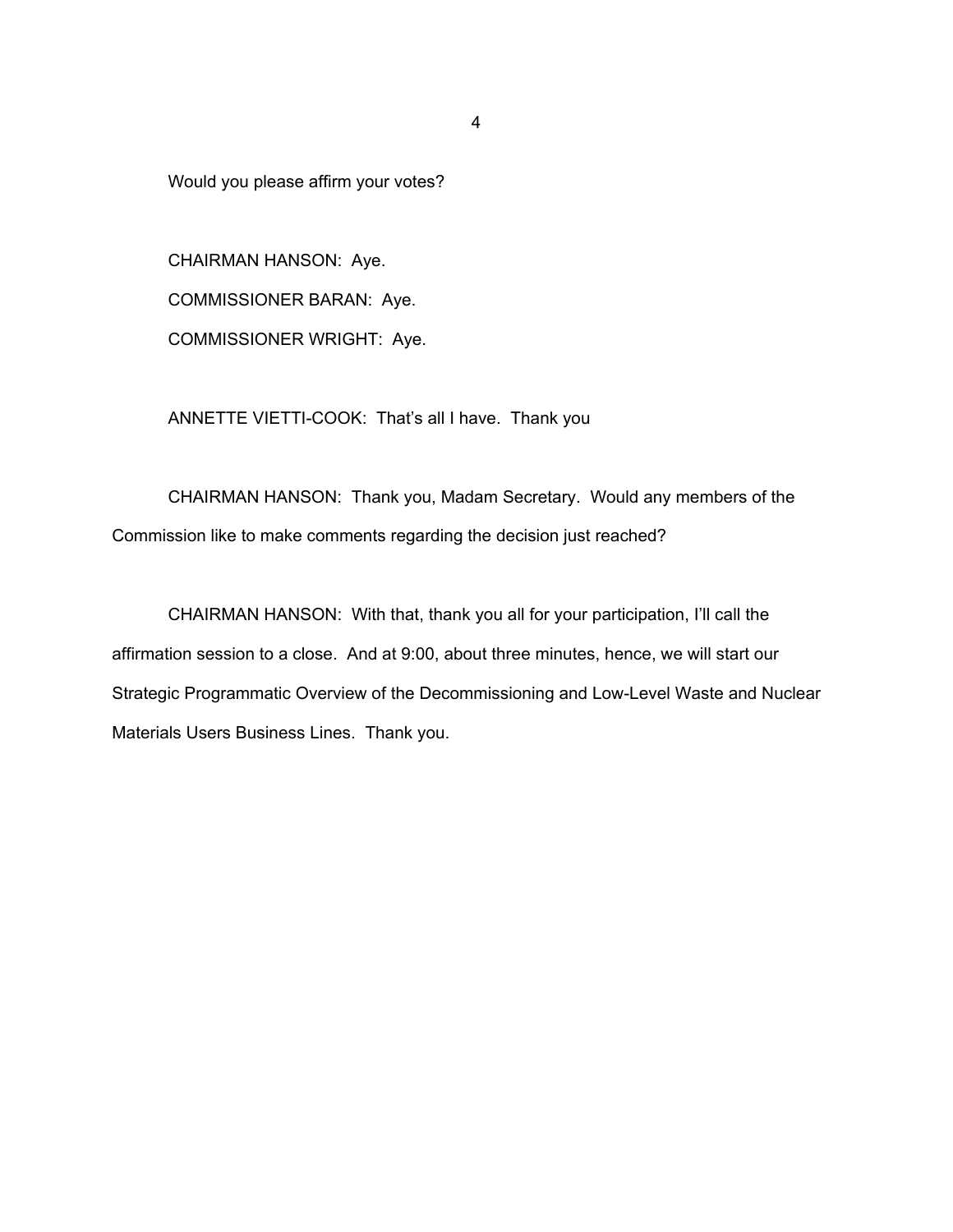Would you please affirm your votes?

CHAIRMAN HANSON: Aye.

COMMISSIONER BARAN: Aye.

COMMISSIONER WRIGHT: Aye.

ANNETTE VIETTI-COOK: That's all I have. Thank you

CHAIRMAN HANSON: Thank you, Madam Secretary. Would any members of the Commission like to make comments regarding the decision just reached?

CHAIRMAN HANSON: With that, thank you all for your participation, I'll call the affirmation session to a close. And at 9:00, about three minutes, hence, we will start our Strategic Programmatic Overview of the Decommissioning and Low-Level Waste and Nuclear Materials Users Business Lines. Thank you.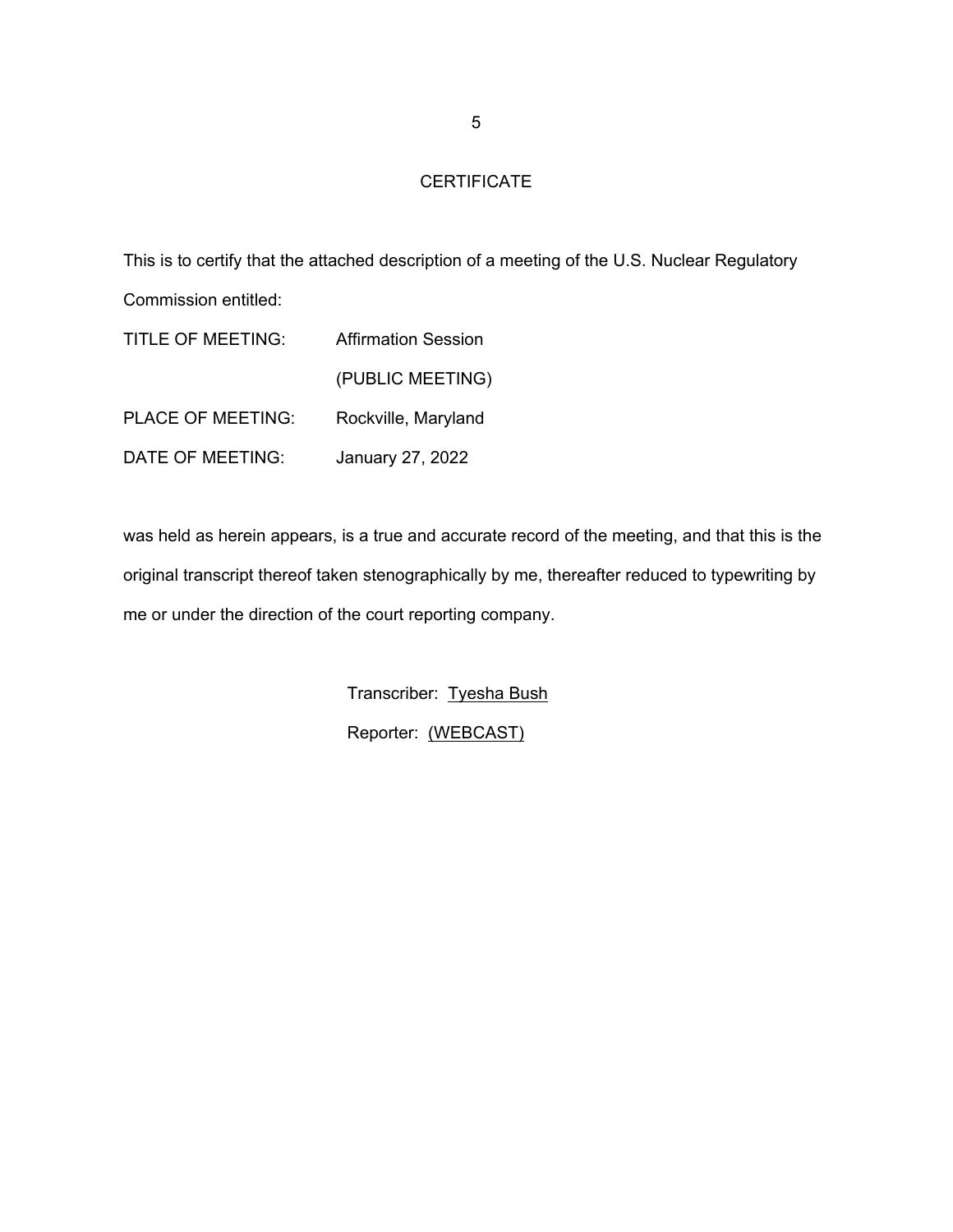# CERTIFICATE

This is to certify that the attached description of a meeting of the U.S. Nuclear Regulatory Commission entitled:

| | |
|---|---|
| TITLE OF MEETING: | Affirmation Session |
| | (PUBLIC MEETING) |
| PLACE OF MEETING: | Rockville, Maryland |
| DATE OF MEETING: | January 27, 2022 |

was held as herein appears, is a true and accurate record of the meeting, and that this is the original transcript thereof taken stenographically by me, thereafter reduced to typewriting by me or under the direction of the court reporting company.

Transcriber: Tyesha Bush

Reporter: (WEBCAST)